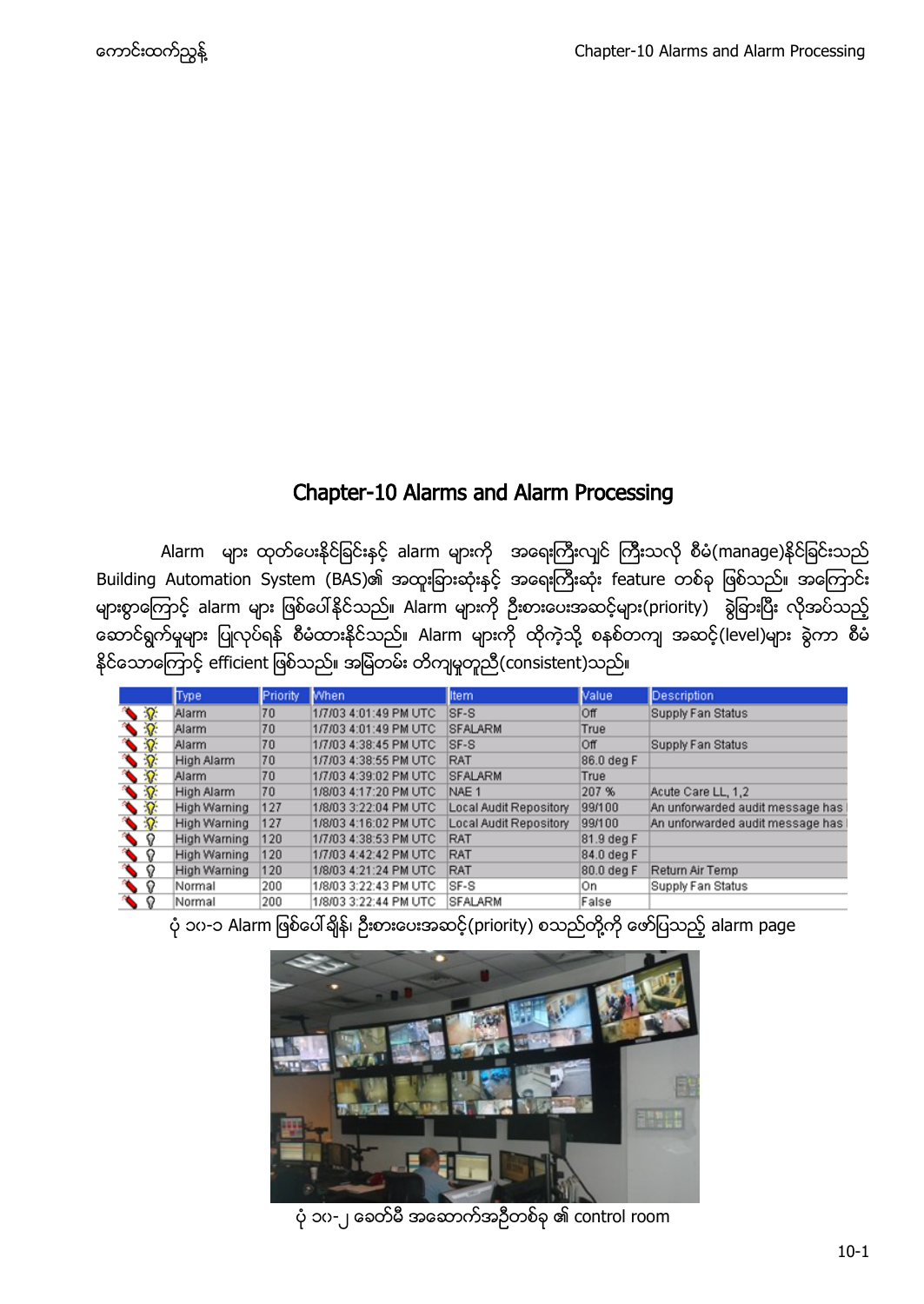# Chapter-10 Alarms and Alarm Processing

Alarm များ ထုတ်ပေးနိုင်ခြင်းနှင့် alarm များကို အရေးကြီးလျှင် ကြီးသလို စီမံ(manage)နိုင်ခြင်းသည် Building Automation System (BAS)၏ အထူးခြားဆုံးနှင့် အရေးကြီးဆုံး feature တစ်ခု ဖြစ်သည်။ အကြောင်းများစွာကြောင့် alarm များ ဖြစ်ပေါ်နိုင်သည်။ Alarm များကို ဦးစားပေးအဆင့်များ(priority) ခွဲခြားပြီး လိုအပ်သည့် ဆောင်ရွက်မှုများ ပြုလုပ်ရန် စီမံထားနိုင်သည်။ Alarm များကို ထိုကဲ့သို့ စနစ်တကျ အဆင့်(level)များ ခွဲကာ စီမံနိုင်သောကြောင့် efficient ဖြစ်သည်။ အမြဲတမ်း တိကျမှုတူညီ(consistent)သည်။

| | Type | Priority | When | Item | Value | Description |
|---|---|---|---|---|---|---|
| | Alarm | 70 | 1/7/03 4:01:49 PM UTC | SF-S | Off | Supply Fan Status |
| | Alarm | 70 | 1/7/03 4:01:49 PM UTC | SFALARM | True | |
| | Alarm | 70 | 1/7/03 4:38:45 PM UTC | SF-S | Off | Supply Fan Status |
| | High Alarm | 70 | 1/7/03 4:38:55 PM UTC | RAT | 86.0 deg F | |
| | Alarm | 70 | 1/7/03 4:39:02 PM UTC | SFALARM | True | |
| | High Alarm | 70 | 1/8/03 4:17:20 PM UTC | NAE 1 | 207 % | Acute Care LL, 1,2 |
| | High Warning | 127 | 1/8/03 3:22:04 PM UTC | Local Audit Repository | 99/100 | An unforwarded audit message has |
| | High Warning | 127 | 1/8/03 4:16:02 PM UTC | Local Audit Repository | 99/100 | An unforwarded audit message has |
| | High Warning | 120 | 1/7/03 4:38:53 PM UTC | RAT | 81.9 deg F | |
| | High Warning | 120 | 1/7/03 4:42:42 PM UTC | RAT | 84.0 deg F | |
| | High Warning | 120 | 1/8/03 4:21:24 PM UTC | RAT | 80.0 deg F | Return Air Temp |
| | Normal | 200 | 1/8/03 3:22:43 PM UTC | SF-S | On | Supply Fan Status |
| | Normal | 200 | 1/8/03 3:22:44 PM UTC | SFALARM | False | |

ပုံ ၁၀-၁ Alarm ဖြစ်ပေါ်ချိန်၊ ဦးစားပေးအဆင့်(priority) စသည်တို့ကို ဖော်ပြသည့် alarm page

ပုံ ၁၀-၂ ခေတ်မီ အဆောက်အဦတစ်ခု ၏ control room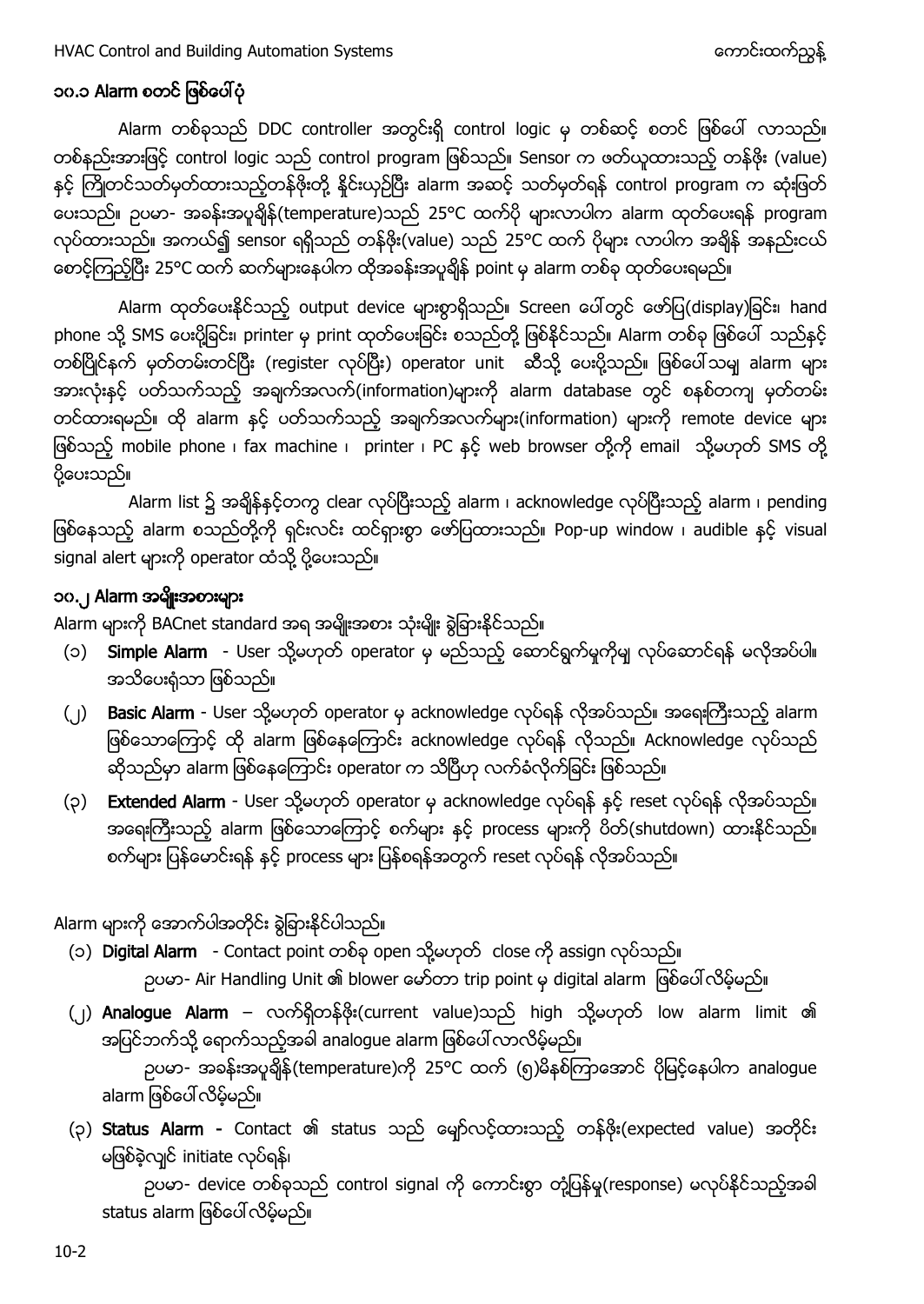## ၁၀.၁ Alarm စတင် ဖြစ်ပေါ်ပုံ

Alarm တစ်ခုသည် DDC controller အတွင်းရှိ control logic မှ တစ်ဆင့် စတင် ဖြစ်ပေါ် လာသည်။ တစ်နည်းအားဖြင့် control logic သည် control program ဖြစ်သည်။ Sensor က ဖတ်ယူထားသည့် တန်ဖိုး (value) နှင့် ကြိုတင်သတ်မှတ်ထားသည့်တန်ဖိုးတို့ နှိုင်းယှဉ်ပြီး alarm အဆင့် သတ်မှတ်ရန် control program က ဆုံးဖြတ်ပေးသည်။ ဥပမာ- အခန်းအပူချိန်(temperature)သည် 25°C ထက်ပို များလာပါက alarm ထုတ်ပေးရန် program လုပ်ထားသည်။ အကယ်၍ sensor ရရှိသည် တန်ဖိုး(value) သည် 25°C ထက် ပိုများ လာပါက အချိန် အနည်းငယ် စောင့်ကြည့်ပြီး 25°C ထက် ဆက်များနေပါက ထိုအခန်းအပူချိန် point မှ alarm တစ်ခု ထုတ်ပေးရမည်။

Alarm ထုတ်ပေးနိုင်သည့် output device များစွာရှိသည်။ Screen ပေါ်တွင် ဖော်ပြ(display)ခြင်း၊ hand phone သို့ SMS ပေးပို့ခြင်း၊ printer မှ print ထုတ်ပေးခြင်း စသည်တို့ ဖြစ်နိုင်သည်။ Alarm တစ်ခု ဖြစ်ပေါ် သည်နှင့် တစ်ပြိုင်နက် မှတ်တမ်းတင်ပြီး (register လုပ်ပြီး) operator unit ဆီသို့ ပေးပို့သည်။ ဖြစ်ပေါ်သမျှ alarm များ အားလုံးနှင့် ပတ်သက်သည့် အချက်အလက်(information)များကို alarm database တွင် စနစ်တကျ မှတ်တမ်းတင်ထားရမည်။ ထို alarm နှင့် ပတ်သက်သည့် အချက်အလက်များ(information) များကို remote device များ ဖြစ်သည့် mobile phone ၊ fax machine ၊ printer ၊ PC နှင့် web browser တို့ကို email သို့မဟုတ် SMS တို့ ပို့ပေးသည်။

Alarm list ၌ အချိန်နှင့်တကွ clear လုပ်ပြီးသည့် alarm ၊ acknowledge လုပ်ပြီးသည့် alarm ၊ pending ဖြစ်နေသည့် alarm စသည်တို့ကို ရှင်းလင်း ထင်ရှားစွာ ဖော်ပြထားသည်။ Pop-up window ၊ audible နှင့် visual signal alert များကို operator ထံသို့ ပို့ပေးသည်။

## ၁၀.၂ Alarm အမျိုးအစားများ

Alarm များကို BACnet standard အရ အမျိုးအစား သုံးမျိုး ခွဲခြားနိုင်သည်။

(၁) **Simple Alarm** - User သို့မဟုတ် operator မှ မည်သည့် ဆောင်ရွက်မှုကိုမျှ လုပ်ဆောင်ရန် မလိုအပ်ပါ။ အသိပေးရုံသာ ဖြစ်သည်။

(၂) **Basic Alarm** - User သို့မဟုတ် operator မှ acknowledge လုပ်ရန် လိုအပ်သည်။ အရေးကြီးသည့် alarm ဖြစ်သောကြောင့် ထို alarm ဖြစ်နေကြောင်း acknowledge လုပ်ရန် လိုသည်။ Acknowledge လုပ်သည် ဆိုသည်မှာ alarm ဖြစ်နေကြောင်း operator က သိပြီဟု လက်ခံလိုက်ခြင်း ဖြစ်သည်။

(၃) **Extended Alarm** - User သို့မဟုတ် operator မှ acknowledge လုပ်ရန် နှင့် reset လုပ်ရန် လိုအပ်သည်။ အရေးကြီးသည့် alarm ဖြစ်သောကြောင့် စက်များ နှင့် process များကို ပိတ်(shutdown) ထားနိုင်သည်။ စက်များ ပြန်မောင်းရန် နှင့် process များ ပြန်စရန်အတွက် reset လုပ်ရန် လိုအပ်သည်။

Alarm များကို အောက်ပါအတိုင်း ခွဲခြားနိုင်ပါသည်။

(၁) **Digital Alarm** - Contact point တစ်ခု open သို့မဟုတ် close ကို assign လုပ်သည်။
ဥပမာ- Air Handling Unit ၏ blower မော်တာ trip point မှ digital alarm ဖြစ်ပေါ်လိမ့်မည်။

(၂) **Analogue Alarm** – လက်ရှိတန်ဖိုး(current value)သည် high သို့မဟုတ် low alarm limit ၏ အပြင်ဘက်သို့ ရောက်သည့်အခါ analogue alarm ဖြစ်ပေါ်လာလိမ့်မည်။
ဥပမာ- အခန်းအပူချိန်(temperature)ကို 25°C ထက် (၅)မိနစ်ကြာအောင် ပိုမြင့်နေပါက analogue alarm ဖြစ်ပေါ်လိမ့်မည်။

(၃) **Status Alarm** - Contact ၏ status သည် မျှော်လင့်ထားသည့် တန်ဖိုး(expected value) အတိုင်း မဖြစ်ခဲ့လျှင် initiate လုပ်ရန်၊
ဥပမာ- device တစ်ခုသည် control signal ကို ကောင်းစွာ တုံ့ပြန်မှု(response) မလုပ်နိုင်သည့်အခါ status alarm ဖြစ်ပေါ်လိမ့်မည်။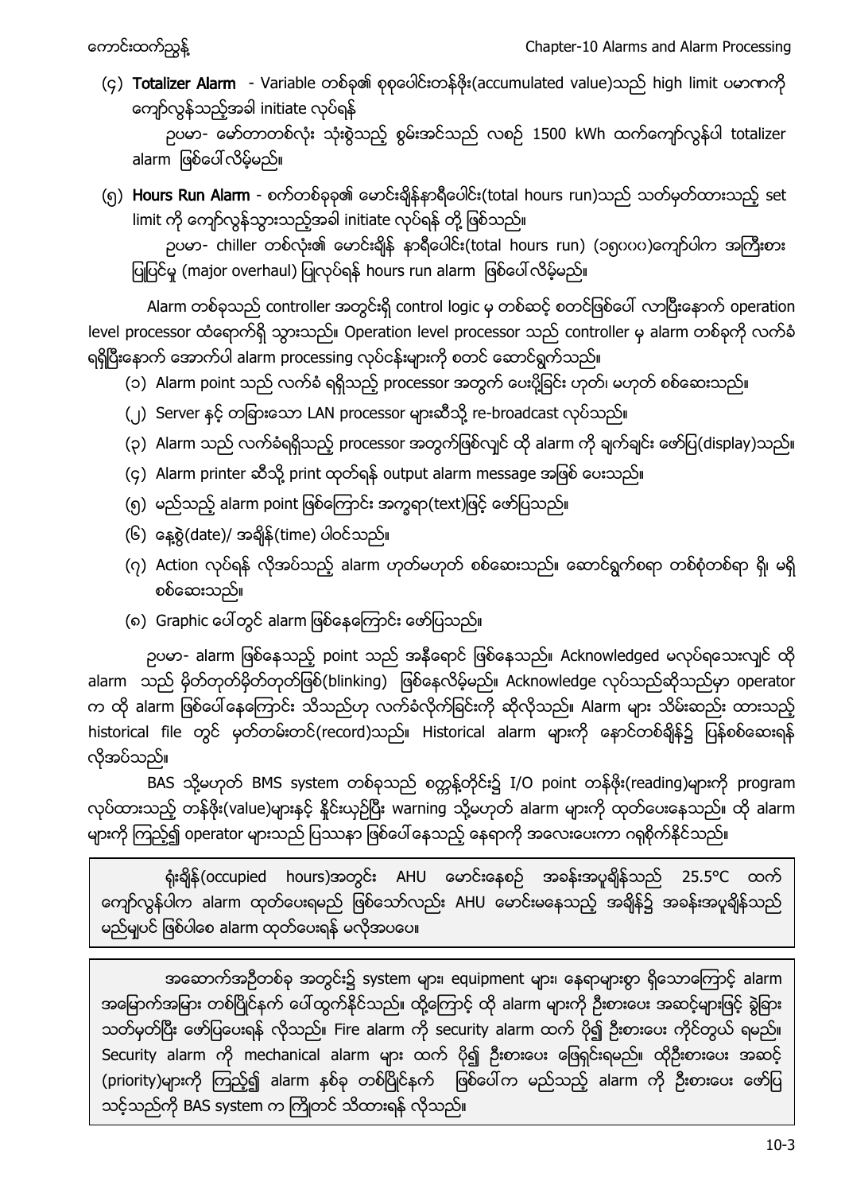(၄) **Totalizer Alarm** - Variable တစ်ခု၏ စုစုပေါင်းတန်ဖိုး(accumulated value)သည် high limit ပမာဏကို ကျော်လွန်သည့်အခါ initiate လုပ်ရန်

ဥပမာ- မော်တာတစ်လုံး သုံးစွဲသည့် စွမ်းအင်သည် လစဉ် 1500 kWh ထက်ကျော်လွန်ပါ totalizer alarm ဖြစ်ပေါ်လိမ့်မည်။

(၅) **Hours Run Alarm** - စက်တစ်ခုခု၏ မောင်းချိန်နာရီပေါင်း(total hours run)သည် သတ်မှတ်ထားသည့် set limit ကို ကျော်လွန်သွားသည့်အခါ initiate လုပ်ရန် တို့ ဖြစ်သည်။

ဥပမာ- chiller တစ်လုံး၏ မောင်းချိန် နာရီပေါင်း(total hours run) (၁၅၀၀၀)ကျော်ပါက အကြီးစား ပြုပြင်မှု (major overhaul) ပြုလုပ်ရန် hours run alarm ဖြစ်ပေါ်လိမ့်မည်။

Alarm တစ်ခုသည် controller အတွင်းရှိ control logic မှ တစ်ဆင့် စတင်ဖြစ်ပေါ် လာပြီးနောက် operation level processor ထံရောက်ရှိ သွားသည်။ Operation level processor သည် controller မှ alarm တစ်ခုကို လက်ခံ ရရှိပြီးနောက် အောက်ပါ alarm processing လုပ်ငန်းများကို စတင် ဆောင်ရွက်သည်။

(၁) Alarm point သည် လက်ခံ ရရှိသည့် processor အတွက် ပေးပို့ခြင်း ဟုတ်၊ မဟုတ် စစ်ဆေးသည်။

(၂) Server နှင့် တခြားသော LAN processor များဆီသို့ re-broadcast လုပ်သည်။

(၃) Alarm သည် လက်ခံရရှိသည့် processor အတွက်ဖြစ်လျှင် ထို alarm ကို ချက်ချင်း ဖော်ပြ(display)သည်။

(၄) Alarm printer ဆီသို့ print ထုတ်ရန် output alarm message အဖြစ် ပေးသည်။

(၅) မည်သည့် alarm point ဖြစ်ကြောင်း အက္ခရာ(text)ဖြင့် ဖော်ပြသည်။

(၆) နေ့စွဲ(date)/ အချိန်(time) ပါဝင်သည်။

(၇) Action လုပ်ရန် လိုအပ်သည့် alarm ဟုတ်မဟုတ် စစ်ဆေးသည်။ ဆောင်ရွက်စရာ တစ်စုံတစ်ရာ ရှိ၊ မရှိ စစ်ဆေးသည်။

(၈) Graphic ပေါ်တွင် alarm ဖြစ်နေကြောင်း ဖော်ပြသည်။

ဥပမာ- alarm ဖြစ်နေသည့် point သည် အနီရောင် ဖြစ်နေသည်။ Acknowledged မလုပ်ရသေးလျှင် ထို alarm သည် မှိတ်တုတ်မှိတ်တုတ်ဖြစ်(blinking) ဖြစ်နေလိမ့်မည်။ Acknowledge လုပ်သည်ဆိုသည်မှာ operator က ထို alarm ဖြစ်ပေါ်နေကြောင်း သိသည်ဟု လက်ခံလိုက်ခြင်းကို ဆိုလိုသည်။ Alarm များ သိမ်းဆည်း ထားသည့် historical file တွင် မှတ်တမ်းတင်(record)သည်။ Historical alarm များကို နောင်တစ်ချိန်၌ ပြန်စစ်ဆေးရန် လိုအပ်သည်။

BAS သို့မဟုတ် BMS system တစ်ခုသည် စက္ကန့်တိုင်း၌ I/O point တန်ဖိုး(reading)များကို program လုပ်ထားသည့် တန်ဖိုး(value)များနှင့် နှိုင်းယှဉ်ပြီး warning သို့မဟုတ် alarm များကို ထုတ်ပေးနေသည်။ ထို alarm များကို ကြည့်၍ operator များသည် ပြဿနာ ဖြစ်ပေါ်နေသည့် နေရာကို အလေးပေးကာ ဂရုစိုက်နိုင်သည်။

> ရုံးချိန်(occupied hours)အတွင်း AHU မောင်းနေစဉ် အခန်းအပူချိန်သည် 25.5°C ထက် ကျော်လွန်ပါက alarm ထုတ်ပေးရမည် ဖြစ်သော်လည်း AHU မောင်းမနေသည့် အချိန်၌ အခန်းအပူချိန်သည် မည်မျှပင် ဖြစ်ပါစေ alarm ထုတ်ပေးရန် မလိုအပပေ။

> အဆောက်အဦတစ်ခု အတွင်း၌ system များ၊ equipment များ၊ နေရာများစွာ ရှိသောကြောင့် alarm အမြောက်အမြား တစ်ပြိုင်နက် ပေါ်ထွက်နိုင်သည်။ ထို့ကြောင့် ထို alarm များကို ဦးစားပေး အဆင့်များဖြင့် ခွဲခြား သတ်မှတ်ပြီး ဖော်ပြပေးရန် လိုသည်။ Fire alarm ကို security alarm ထက် ပို၍ ဦးစားပေး ကိုင်တွယ် ရမည်။ Security alarm ကို mechanical alarm များ ထက် ပို၍ ဦးစားပေး ဖြေရှင်းရမည်။ ထိုဦးစားပေး အဆင့်(priority)များကို ကြည့်၍ alarm နှစ်ခု တစ်ပြိုင်နက် ဖြစ်ပေါ်က မည်သည့် alarm ကို ဦးစားပေး ဖော်ပြ သင့်သည်ကို BAS system က ကြိုတင် သိထားရန် လိုသည်။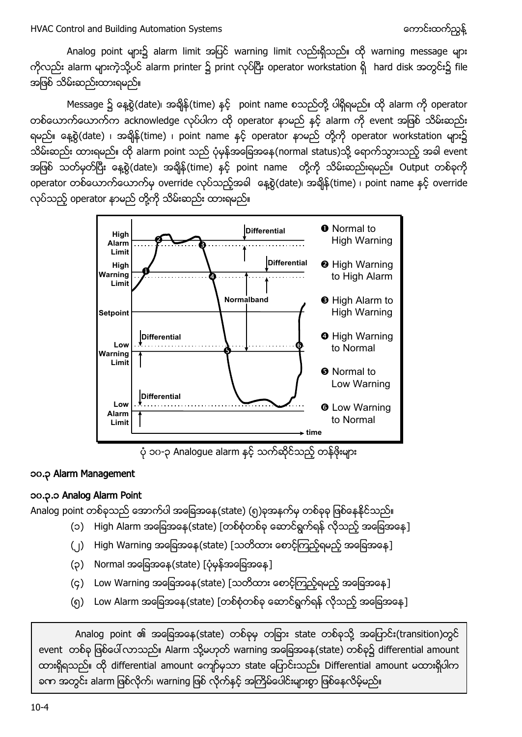Analog point များ၌ alarm limit အပြင် warning limit လည်းရှိသည်။ ထို warning message များကိုလည်း alarm များကဲ့သို့ပင် alarm printer ၌ print လုပ်ပြီး operator workstation ရှိ hard disk အတွင်း၌ file အဖြစ် သိမ်းဆည်းထားရမည်။

Message ၌ နေ့စွဲ(date)၊ အချိန်(time) နှင့် point name စသည်တို့ ပါရှိရမည်။ ထို alarm ကို operator တစ်ယောက်ယောက်က acknowledge လုပ်ပါက ထို operator နာမည် နှင့် alarm ကို event အဖြစ် သိမ်းဆည်းရမည်။ နေ့စွဲ(date) ၊ အချိန်(time) ၊ point name နှင့် operator နာမည် တို့ကို operator workstation များ၌ သိမ်းဆည်း ထားရမည်။ ထို alarm point သည် ပုံမှန်အခြေအနေ(normal status)သို့ ရောက်သွားသည့် အခါ event အဖြစ် သတ်မှတ်ပြီး နေ့စွဲ(date)၊ အချိန်(time) နှင့် point name တို့ကို သိမ်းဆည်းရမည်။ Output တစ်ခုကို operator တစ်ယောက်ယောက်မှ override လုပ်သည့်အခါ နေ့စွဲ(date)၊ အချိန်(time) ၊ point name နှင့် override လုပ်သည့် operator နာမည် တို့ကို သိမ်းဆည်း ထားရမည်။

ပုံ ၁၀-၃ Analogue alarm နှင့် သက်ဆိုင်သည့် တန်ဖိုးများ

## ၁၀.၃ Alarm Management

### ၁၀.၃.၁ Analog Alarm Point

Analog point တစ်ခုသည် အောက်ပါ အခြေအနေ(state) (၅)ခုအနက်မှ တစ်ခုခု ဖြစ်နေနိုင်သည်။

(၁) High Alarm အခြေအနေ(state) [တစ်စုံတစ်ခု ဆောင်ရွက်ရန် လိုသည့် အခြေအနေ]

(၂) High Warning အခြေအနေ(state) [သတိထား စောင့်ကြည့်ရမည့် အခြေအနေ]

(၃) Normal အခြေအနေ(state) [ပုံမှန်အခြေအနေ]

(၄) Low Warning အခြေအနေ(state) [သတိထား စောင့်ကြည့်ရမည့် အခြေအနေ]

(၅) Low Alarm အခြေအနေ(state) [တစ်စုံတစ်ခု ဆောင်ရွက်ရန် လိုသည့် အခြေအနေ]

Analog point ၏ အခြေအနေ(state) တစ်ခုမှ တခြား state တစ်ခုသို့ အပြောင်း(transition)တွင် event တစ်ခု ဖြစ်ပေါ်လာသည်။ Alarm သို့မဟုတ် warning အခြေအနေ(state) တစ်ခု၌ differential amount ထားရှိရသည်။ ထို differential amount ကျော်မှသာ state ပြောင်းသည်။ Differential amount မထားရှိပါက ခဏ အတွင်း alarm ဖြစ်လိုက်၊ warning ဖြစ် လိုက်နှင့် အကြိမ်ပေါင်းများစွာ ဖြစ်နေလိမ့်မည်။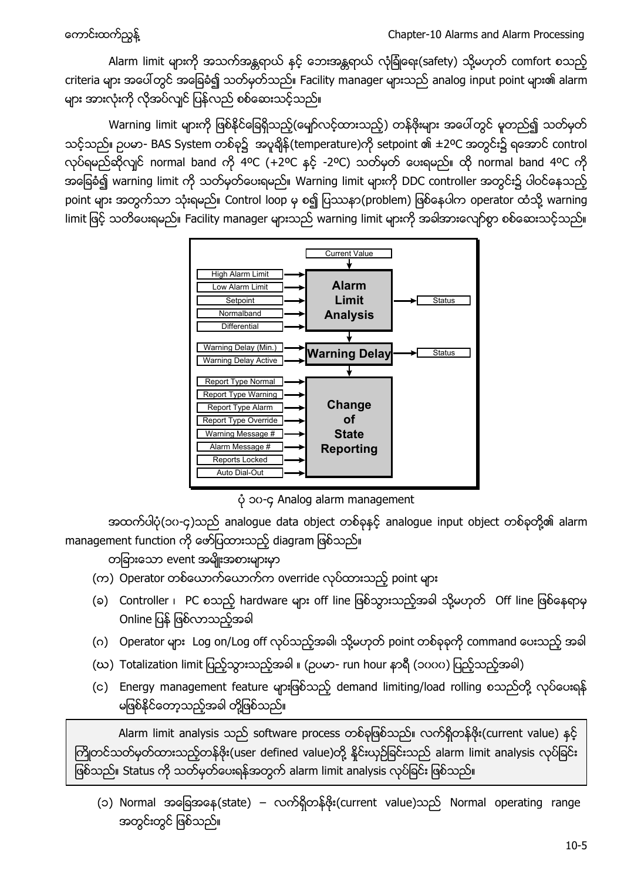Alarm limit များကို အသက်အန္တရာယ် နှင့် ဘေးအန္တရာယ် လုံခြုံရေး(safety) သို့မဟုတ် comfort စသည့် criteria များ အပေါ်တွင် အခြေခံ၍ သတ်မှတ်သည်။ Facility manager များသည် analog input point များ၏ alarm များ အားလုံးကို လိုအပ်လျှင် ပြန်လည် စစ်ဆေးသင့်သည်။

Warning limit များကို ဖြစ်နိုင်ခြေရှိသည့်(မျှော်လင့်ထားသည့်) တန်ဖိုးများ အပေါ်တွင် မူတည်၍ သတ်မှတ်သင့်သည်။ ဥပမာ- BAS System တစ်ခု၌ အပူချိန်(temperature)ကို setpoint ၏ ±2ºC အတွင်း၌ ရအောင် control လုပ်ရမည်ဆိုလျှင် normal band ကို 4ºC (+2ºC နှင့် -2ºC) သတ်မှတ် ပေးရမည်။ ထို normal band 4ºC ကို အခြေခံ၍ warning limit ကို သတ်မှတ်ပေးရမည်။ Warning limit များကို DDC controller အတွင်း၌ ပါဝင်နေသည့် point များ အတွက်သာ သုံးရမည်။ Control loop မှ စ၍ ပြဿနာ(problem) ဖြစ်နေပါက operator ထံသို့ warning limit ဖြင့် သတိပေးရမည်။ Facility manager များသည် warning limit များကို အခါအားလျော်စွာ စစ်ဆေးသင့်သည်။

Current Value → Alarm Limit Analysis (inputs: High Alarm Limit, Low Alarm Limit, Setpoint, Normalband, Differential) → Status

Warning Delay (inputs: Warning Delay (Min.), Warning Delay Active) → Status

Change of State Reporting (inputs: Report Type Normal, Report Type Warning, Report Type Alarm, Report Type Override, Warning Message #, Alarm Message #, Reports Locked, Auto Dial-Out)

ပုံ ၁၀-၄ Analog alarm management

အထက်ပါပုံ(၁၀-၄)သည် analogue data object တစ်ခုနှင့် analogue input object တစ်ခုတို့၏ alarm management function ကို ဖော်ပြထားသည့် diagram ဖြစ်သည်။

တခြားသော event အမျိုးအစားများမှာ

(က) Operator တစ်ယောက်ယောက်က override လုပ်ထားသည့် point များ

(ခ) Controller ၊ PC စသည့် hardware များ off line ဖြစ်သွားသည့်အခါ သို့မဟုတ် Off line ဖြစ်နေရာမှ Online ပြန် ဖြစ်လာသည့်အခါ

(ဂ) Operator များ Log on/Log off လုပ်သည့်အခါ၊ သို့မဟုတ် point တစ်ခုခုကို command ပေးသည့် အခါ

(ဃ) Totalization limit ပြည့်သွားသည့်အခါ ။ (ဥပမာ- run hour နာရီ (၁၀၀၀) ပြည့်သည့်အခါ)

(င) Energy management feature များဖြစ်သည့် demand limiting/load rolling စသည်တို့ လုပ်ပေးရန် မဖြစ်နိုင်တော့သည့်အခါ တို့ဖြစ်သည်။

> Alarm limit analysis သည် software process တစ်ခုဖြစ်သည်။ လက်ရှိတန်ဖိုး(current value) နှင့် ကြိုတင်သတ်မှတ်ထားသည့်တန်ဖိုး(user defined value)တို့ နှိုင်းယှဉ်ခြင်းသည် alarm limit analysis လုပ်ခြင်း ဖြစ်သည်။ Status ကို သတ်မှတ်ပေးရန်အတွက် alarm limit analysis လုပ်ခြင်း ဖြစ်သည်။

(၁) Normal အခြေအနေ(state) – လက်ရှိတန်ဖိုး(current value)သည် Normal operating range အတွင်းတွင် ဖြစ်သည်။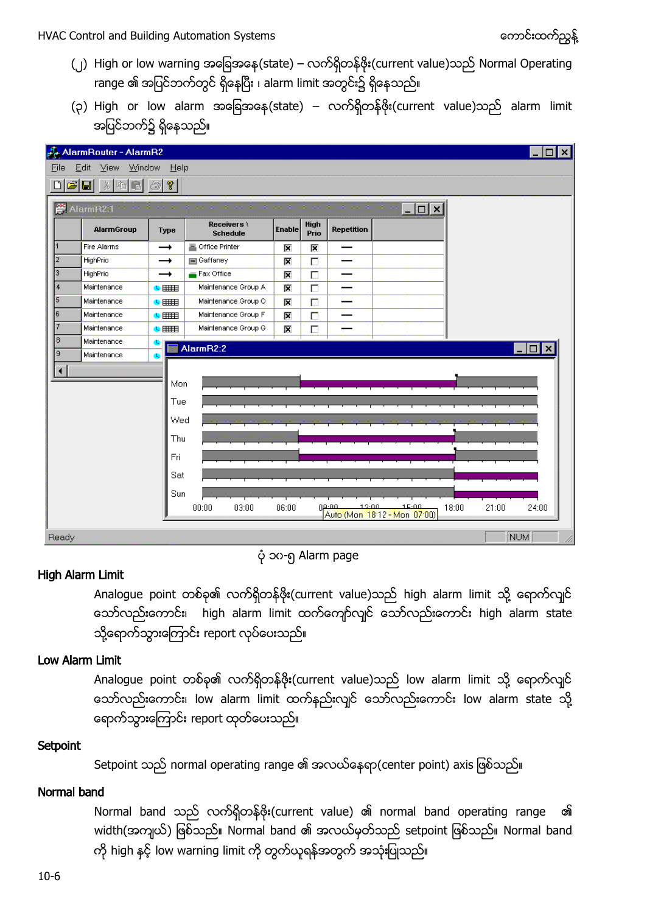(၂) High or low warning အခြေအနေ(state) – လက်ရှိတန်ဖိုး(current value)သည် Normal Operating range ၏ အပြင်ဘက်တွင် ရှိနေပြီး ၊ alarm limit အတွင်း၌ ရှိနေသည်။

(၃) High or low alarm အခြေအနေ(state) – လက်ရှိတန်ဖိုး(current value)သည် alarm limit အပြင်ဘက်၌ ရှိနေသည်။

ပုံ ၁၀-၅ Alarm page

### High Alarm Limit

Analogue point တစ်ခု၏ လက်ရှိတန်ဖိုး(current value)သည် high alarm limit သို့ ရောက်လျှင် သော်လည်းကောင်း၊ high alarm limit ထက်ကျော်လျှင် သော်လည်းကောင်း high alarm state သို့ရောက်သွားကြောင်း report လုပ်ပေးသည်။

### Low Alarm Limit

Analogue point တစ်ခု၏ လက်ရှိတန်ဖိုး(current value)သည် low alarm limit သို့ ရောက်လျှင် သော်လည်းကောင်း၊ low alarm limit ထက်နည်းလျှင် သော်လည်းကောင်း low alarm state သို့ ရောက်သွားကြောင်း report ထုတ်ပေးသည်။

### Setpoint

Setpoint သည် normal operating range ၏ အလယ်နေရာ(center point) axis ဖြစ်သည်။

### Normal band

Normal band သည် လက်ရှိတန်ဖိုး(current value) ၏ normal band operating range ၏ width(အကျယ်) ဖြစ်သည်။ Normal band ၏ အလယ်မှတ်သည် setpoint ဖြစ်သည်။ Normal band ကို high နှင့် low warning limit ကို တွက်ယူရန်အတွက် အသုံးပြုသည်။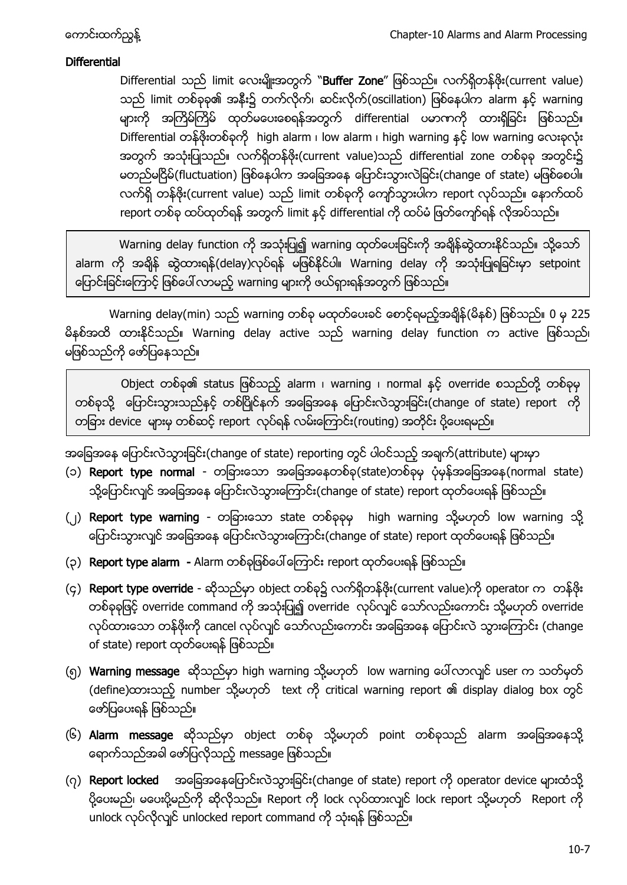### Differential

Differential သည် limit လေးမျိုးအတွက် "**Buffer Zone**" ဖြစ်သည်။ လက်ရှိတန်ဖိုး(current value) သည် limit တစ်ခုခု၏ အနီး၌ တက်လိုက်၊ ဆင်းလိုက်(oscillation) ဖြစ်နေပါက alarm နှင့် warning များကို အကြိမ်ကြိမ် ထုတ်မပေးစေရန်အတွက် differential ပမာဏကို ထားရှိခြင်း ဖြစ်သည်။ Differential တန်ဖိုးတစ်ခုကို high alarm ၊ low alarm ၊ high warning နှင့် low warning လေးခုလုံး အတွက် အသုံးပြုသည်။ လက်ရှိတန်ဖိုး(current value)သည် differential zone တစ်ခုခု အတွင်း၌ မတည်မငြိမ်(fluctuation) ဖြစ်နေပါက အခြေအနေ ပြောင်းသွားလဲခြင်း(change of state) မဖြစ်စေပါ။ လက်ရှိ တန်ဖိုး(current value) သည် limit တစ်ခုကို ကျော်သွားပါက report လုပ်သည်။ နောက်ထပ် report တစ်ခု ထပ်ထုတ်ရန် အတွက် limit နှင့် differential ကို ထပ်မံ ဖြတ်ကျော်ရန် လိုအပ်သည်။

> Warning delay function ကို အသုံးပြု၍ warning ထုတ်ပေးခြင်းကို အချိန်ဆွဲထားနိုင်သည်။ သို့သော် alarm ကို အချိန် ဆွဲထားရန်(delay)လုပ်ရန် မဖြစ်နိုင်ပါ။ Warning delay ကို အသုံးပြုရခြင်းမှာ setpoint ပြောင်းခြင်းကြောင့် ဖြစ်ပေါ်လာမည့် warning များကို ဖယ်ရှားရန်အတွက် ဖြစ်သည်။

Warning delay(min) သည် warning တစ်ခု မထုတ်ပေးခင် စောင့်ရမည့်အချိန်(မိနစ်) ဖြစ်သည်။ 0 မှ 225 မိနစ်အထိ ထားနိုင်သည်။ Warning delay active သည် warning delay function က active ဖြစ်သည်၊ မဖြစ်သည်ကို ဖော်ပြနေသည်။

> Object တစ်ခု၏ status ဖြစ်သည့် alarm ၊ warning ၊ normal နှင့် override စသည်တို့ တစ်ခုမှ တစ်ခုသို့ ပြောင်းသွားသည်နှင့် တစ်ပြိုင်နက် အခြေအနေ ပြောင်းလဲသွားခြင်း(change of state) report ကို တခြား device များမှ တစ်ဆင့် report လုပ်ရန် လမ်းကြောင်း(routing) အတိုင်း ပို့ပေးရမည်။

အခြေအနေ ပြောင်းလဲသွားခြင်း(change of state) reporting တွင် ပါဝင်သည့် အချက်(attribute) များမှာ

(၁) **Report type normal** - တခြားသော အခြေအနေတစ်ခု(state)တစ်ခုမှ ပုံမှန်အခြေအနေ(normal state) သို့ပြောင်းလျှင် အခြေအနေ ပြောင်းလဲသွားကြောင်း(change of state) report ထုတ်ပေးရန် ဖြစ်သည်။

(၂) **Report type warning** - တခြားသော state တစ်ခုခုမှ high warning သို့မဟုတ် low warning သို့ ပြောင်းသွားလျှင် အခြေအနေ ပြောင်းလဲသွားကြောင်း(change of state) report ထုတ်ပေးရန် ဖြစ်သည်။

(၃) **Report type alarm** - Alarm တစ်ခုဖြစ်ပေါ်ကြောင်း report ထုတ်ပေးရန် ဖြစ်သည်။

(၄) **Report type override** - ဆိုသည်မှာ object တစ်ခု၌ လက်ရှိတန်ဖိုး(current value)ကို operator က တန်ဖိုး တစ်ခုခုဖြင့် override command ကို အသုံးပြု၍ override လုပ်လျှင် သော်လည်းကောင်း သို့မဟုတ် override လုပ်ထားသော တန်ဖိုးကို cancel လုပ်လျှင် သော်လည်းကောင်း အခြေအနေ ပြောင်းလဲ သွားကြောင်း (change of state) report ထုတ်ပေးရန် ဖြစ်သည်။

(၅) **Warning message** ဆိုသည်မှာ high warning သို့မဟုတ် low warning ပေါ်လာလျှင် user က သတ်မှတ် (define)ထားသည့် number သို့မဟုတ် text ကို critical warning report ၏ display dialog box တွင် ဖော်ပြပေးရန် ဖြစ်သည်။

(၆) **Alarm message** ဆိုသည်မှာ object တစ်ခု သို့မဟုတ် point တစ်ခုသည် alarm အခြေအနေသို့ ရောက်သည်အခါ ဖော်ပြလိုသည့် message ဖြစ်သည်။

(၇) **Report locked** အခြေအနေပြောင်းလဲသွားခြင်း(change of state) report ကို operator device များထံသို့ ပို့ပေးမည်၊ မပေးပို့မည်ကို ဆိုလိုသည်။ Report ကို lock လုပ်ထားလျှင် lock report သို့မဟုတ် Report ကို unlock လုပ်လိုလျှင် unlocked report command ကို သုံးရန် ဖြစ်သည်။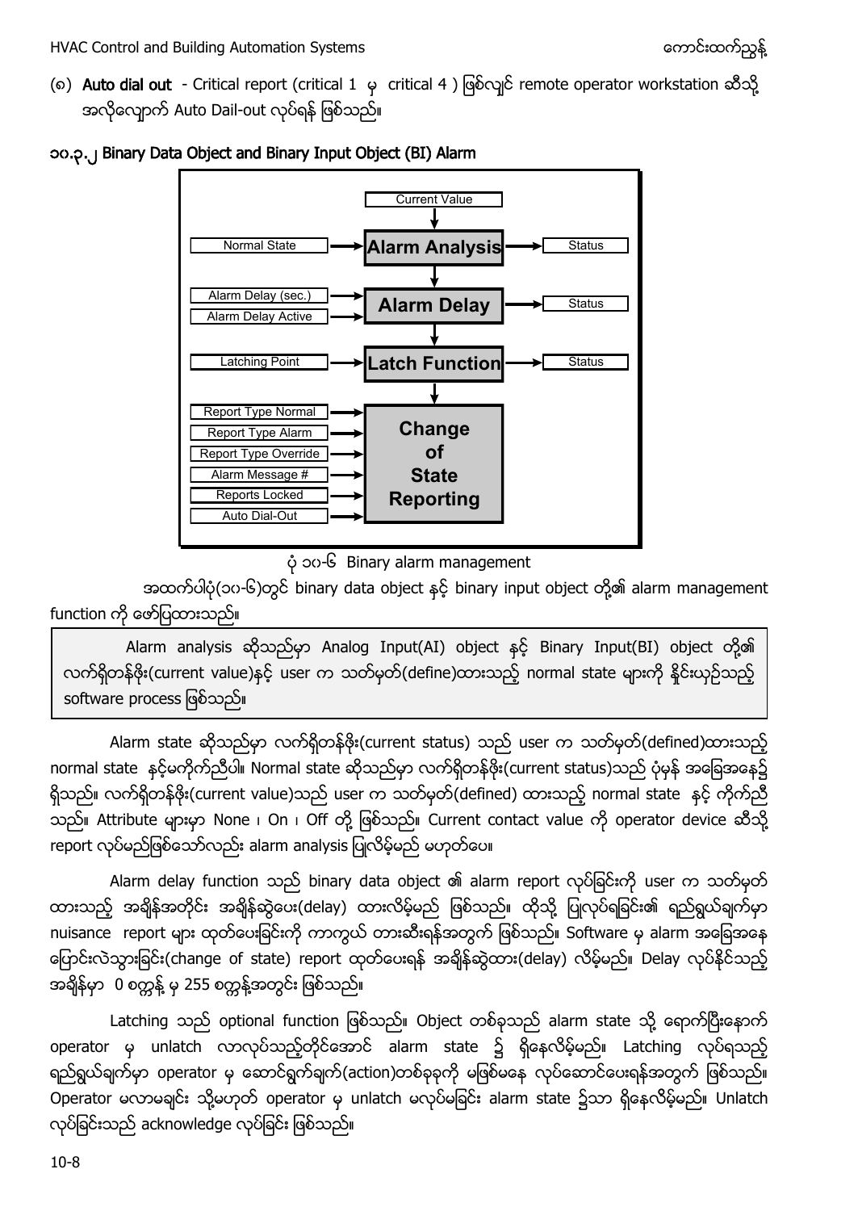(၈) **Auto dial out** - Critical report (critical 1 မှ critical 4 ) ဖြစ်လျှင် remote operator workstation ဆီသို့ အလိုလျောက် Auto Dail-out လုပ်ရန် ဖြစ်သည်။

### ၁၀.၃.၂ Binary Data Object and Binary Input Object (BI) Alarm

ပုံ ၁၀-၆ Binary alarm management

အထက်ပါပုံ(၁၀-၆)တွင် binary data object နှင့် binary input object တို့၏ alarm management function ကို ဖော်ပြထားသည်။

> Alarm analysis ဆိုသည်မှာ Analog Input(AI) object နှင့် Binary Input(BI) object တို့၏ လက်ရှိတန်ဖိုး(current value)နှင့် user က သတ်မှတ်(define)ထားသည့် normal state များကို နှိုင်းယှဉ်သည့် software process ဖြစ်သည်။

Alarm state ဆိုသည်မှာ လက်ရှိတန်ဖိုး(current status) သည် user က သတ်မှတ်(defined)ထားသည့် normal state နှင့်မကိုက်ညီပါ။ Normal state ဆိုသည်မှာ လက်ရှိတန်ဖိုး(current status)သည် ပုံမှန် အခြေအနေ၌ ရှိသည်။ လက်ရှိတန်ဖိုး(current value)သည် user က သတ်မှတ်(defined) ထားသည့် normal state နှင့် ကိုက်ညီသည်။ Attribute များမှာ None ၊ On ၊ Off တို့ ဖြစ်သည်။ Current contact value ကို operator device ဆီသို့ report လုပ်မည်ဖြစ်သော်လည်း alarm analysis ပြုလိမ့်မည် မဟုတ်ပေ။

Alarm delay function သည် binary data object ၏ alarm report လုပ်ခြင်းကို user က သတ်မှတ်ထားသည့် အချိန်အတိုင်း အချိန်ဆွဲပေး(delay) ထားလိမ့်မည် ဖြစ်သည်။ ထိုသို့ ပြုလုပ်ရခြင်း၏ ရည်ရွယ်ချက်မှာ nuisance report များ ထုတ်ပေးခြင်းကို ကာကွယ် တားဆီးရန်အတွက် ဖြစ်သည်။ Software မှ alarm အခြေအနေ ပြောင်းလဲသွားခြင်း(change of state) report ထုတ်ပေးရန် အချိန်ဆွဲထား(delay) လိမ့်မည်။ Delay လုပ်နိုင်သည့် အချိန်မှာ 0 စက္ကန့် မှ 255 စက္ကန့်အတွင်း ဖြစ်သည်။

Latching သည် optional function ဖြစ်သည်။ Object တစ်ခုသည် alarm state သို့ ရောက်ပြီးနောက် operator မှ unlatch လာလုပ်သည့်တိုင်အောင် alarm state ၌ ရှိနေလိမ့်မည်။ Latching လုပ်ရသည့် ရည်ရွယ်ချက်မှာ operator မှ ဆောင်ရွက်ချက်(action)တစ်ခုခုကို မဖြစ်မနေ လုပ်ဆောင်ပေးရန်အတွက် ဖြစ်သည်။ Operator မလာမချင်း သို့မဟုတ် operator မှ unlatch မလုပ်မခြင်း alarm state ၌သာ ရှိနေလိမ့်မည်။ Unlatch လုပ်ခြင်းသည် acknowledge လုပ်ခြင်း ဖြစ်သည်။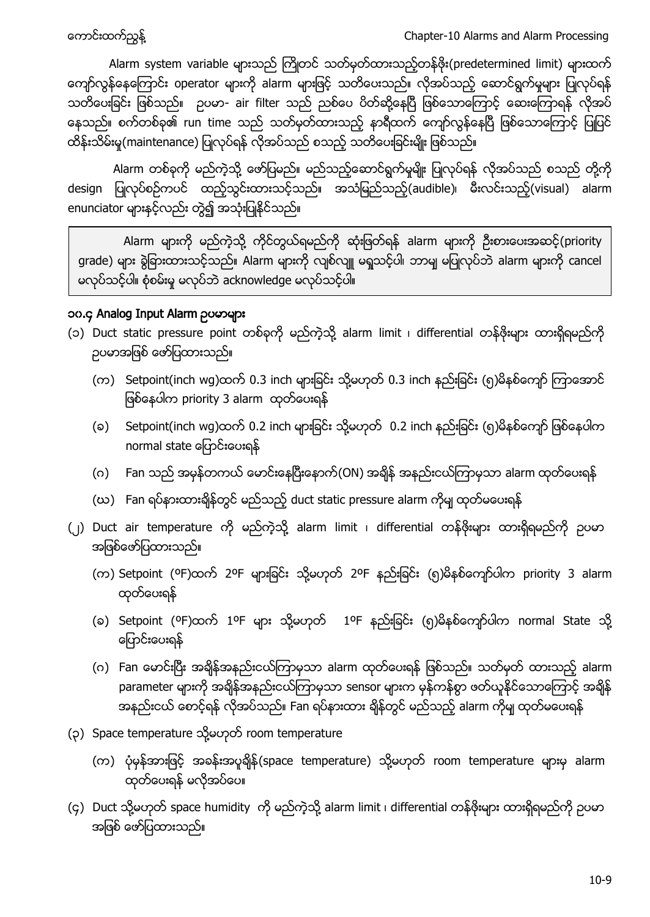Alarm system variable များသည် ကြိုတင် သတ်မှတ်ထားသည့်တန်ဖိုး(predetermined limit) များထက် ကျော်လွန်နေကြောင်း operator များကို alarm များဖြင့် သတိပေးသည်။ လိုအပ်သည့် ဆောင်ရွက်မှုများ ပြုလုပ်ရန် သတိပေးခြင်း ဖြစ်သည်။ ဥပမာ- air filter သည် ညစ်ပေ ပိတ်ဆို့နေပြီ ဖြစ်သောကြောင့် ဆေးကြောရန် လိုအပ်နေသည်။ စက်တစ်ခု၏ run time သည် သတ်မှတ်ထားသည့် နာရီထက် ကျော်လွန်နေပြီ ဖြစ်သောကြောင့် ပြုပြင်ထိန်းသိမ်းမှု(maintenance) ပြုလုပ်ရန် လိုအပ်သည် စသည့် သတိပေးခြင်းမျိုး ဖြစ်သည်။

Alarm တစ်ခုကို မည်ကဲ့သို့ ဖော်ပြမည်။ မည်သည့်ဆောင်ရွက်မှုမျိုး ပြုလုပ်ရန် လိုအပ်သည် စသည် တို့ကို design ပြုလုပ်စဉ်ကပင် ထည့်သွင်းထားသင့်သည်။ အသံမြည်သည့်(audible)၊ မီးလင်းသည့်(visual) alarm enunciator များနှင့်လည်း တွဲ၍ အသုံးပြုနိုင်သည်။

> Alarm များကို မည်ကဲ့သို့ ကိုင်တွယ်ရမည်ကို ဆုံးဖြတ်ရန် alarm များကို ဦးစားပေးအဆင့်(priority grade) များ ခွဲခြားထားသင့်သည်။ Alarm များကို လျစ်လျူ မရှုသင့်ပါ၊ ဘာမျှ မပြုလုပ်ဘဲ alarm များကို cancel မလုပ်သင့်ပါ။ စုံစမ်းမှု မလုပ်ဘဲ acknowledge မလုပ်သင့်ပါ။

### ၁၀.၄ Analog Input Alarm ဥပမာများ

(၁) Duct static pressure point တစ်ခုကို မည်ကဲ့သို့ alarm limit ၊ differential တန်ဖိုးများ ထားရှိရမည်ကို ဥပမာအဖြစ် ဖော်ပြထားသည်။

(က) Setpoint(inch wg)ထက် 0.3 inch များခြင်း သို့မဟုတ် 0.3 inch နည်းခြင်း (၅)မိနစ်ကျော် ကြာအောင် ဖြစ်နေပါက priority 3 alarm ထုတ်ပေးရန်

(ခ) Setpoint(inch wg)ထက် 0.2 inch များခြင်း သို့မဟုတ် 0.2 inch နည်းခြင်း (၅)မိနစ်ကျော် ဖြစ်နေပါက normal state ပြောင်းပေးရန်

(ဂ) Fan သည် အမှန်တကယ် မောင်းနေပြီးနောက်(ON) အချိန် အနည်းငယ်ကြာမှသာ alarm ထုတ်ပေးရန်

(ဃ) Fan ရပ်နားထားချိန်တွင် မည်သည့် duct static pressure alarm ကိုမျှ ထုတ်မပေးရန်

(၂) Duct air temperature ကို မည်ကဲ့သို့ alarm limit ၊ differential တန်ဖိုးများ ထားရှိရမည်ကို ဥပမာအဖြစ်ဖော်ပြထားသည်။

(က) Setpoint ($^oF$)ထက် $2^oF$ များခြင်း သို့မဟုတ် $2^oF$ နည်းခြင်း (၅)မိနစ်ကျော်ပါက priority 3 alarm ထုတ်ပေးရန်

(ခ) Setpoint ($^oF$)ထက် $1^oF$ များ သို့မဟုတ် $1^oF$ နည်းခြင်း (၅)မိနစ်ကျော်ပါက normal State သို့ ပြောင်းပေးရန်

(ဂ) Fan မောင်းပြီး အချိန်အနည်းငယ်ကြာမှသာ alarm ထုတ်ပေးရန် ဖြစ်သည်။ သတ်မှတ် ထားသည့် alarm parameter များကို အချိန်အနည်းငယ်ကြာမှသာ sensor များက မှန်ကန်စွာ ဖတ်ယူနိုင်သောကြောင့် အချိန် အနည်းငယ် စောင့်ရန် လိုအပ်သည်။ Fan ရပ်နားထား ချိန်တွင် မည်သည့် alarm ကိုမျှ ထုတ်မပေးရန်

(၃) Space temperature သို့မဟုတ် room temperature

(က) ပုံမှန်အားဖြင့် အခန်းအပူချိန်(space temperature) သို့မဟုတ် room temperature များမှ alarm ထုတ်ပေးရန် မလိုအပ်ပေ။

(၄) Duct သို့မဟုတ် space humidity ကို မည်ကဲ့သို့ alarm limit ၊ differential တန်ဖိုးများ ထားရှိရမည်ကို ဥပမာအဖြစ် ဖော်ပြထားသည်။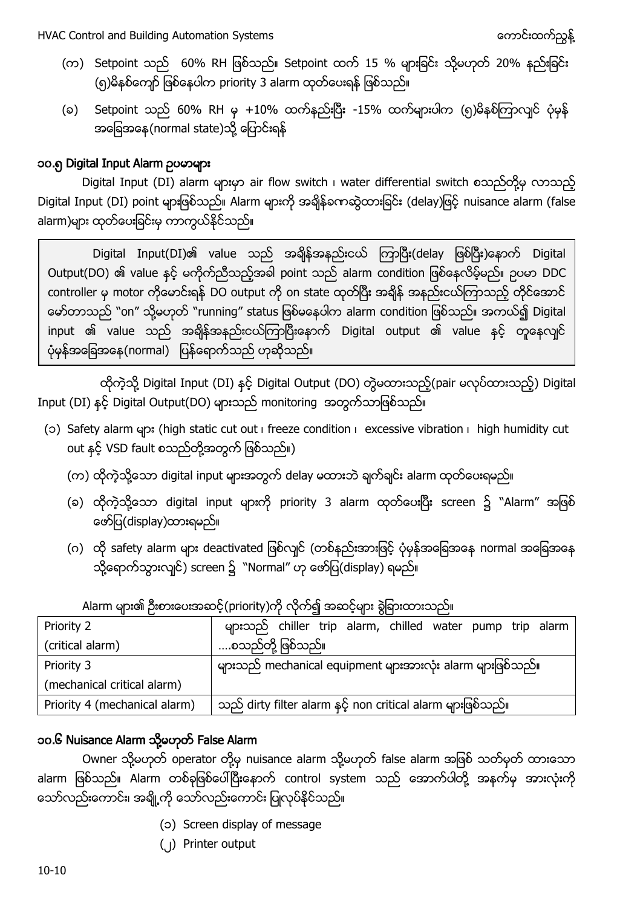(က) Setpoint သည် 60% RH ဖြစ်သည်။ Setpoint ထက် 15 % များခြင်း သို့မဟုတ် 20% နည်းခြင်း (၅)မိနစ်ကျော် ဖြစ်နေပါက priority 3 alarm ထုတ်ပေးရန် ဖြစ်သည်။

(ခ) Setpoint သည် 60% RH မှ +10% ထက်နည်းပြီး -15% ထက်များပါက (၅)မိနစ်ကြာလျှင် ပုံမှန်အခြေအနေ(normal state)သို့ ပြောင်းရန်

### ၁၀.၅ Digital Input Alarm ဥပမာများ

Digital Input (DI) alarm များမှာ air flow switch ၊ water differential switch စသည်တို့မှ လာသည့် Digital Input (DI) point များဖြစ်သည်။ Alarm များကို အချိန်ခဏဆွဲထားခြင်း (delay)ဖြင့် nuisance alarm (false alarm)များ ထုတ်ပေးခြင်းမှ ကာကွယ်နိုင်သည်။

> Digital Input(DI)၏ value သည် အချိန်အနည်းငယ် ကြာပြီး(delay ဖြစ်ပြီး)နောက် Digital Output(DO) ၏ value နှင့် မကိုက်ညီသည့်အခါ point သည် alarm condition ဖြစ်နေလိမ့်မည်။ ဥပမာ DDC controller မှ motor ကိုမောင်းရန် DO output ကို on state ထုတ်ပြီး အချိန် အနည်းငယ်ကြာသည့် တိုင်အောင် မော်တာသည် "on" သို့မဟုတ် "running" status ဖြစ်မနေပါက alarm condition ဖြစ်သည်။ အကယ်၍ Digital input ၏ value သည် အချိန်အနည်းငယ်ကြာပြီးနောက် Digital output ၏ value နှင့် တူနေလျှင် ပုံမှန်အခြေအနေ(normal) ပြန်ရောက်သည် ဟုဆိုသည်။

ထိုကဲ့သို့ Digital Input (DI) နှင့် Digital Output (DO) တွဲမထားသည့်(pair မလုပ်ထားသည့်) Digital Input (DI) နှင့် Digital Output(DO) များသည် monitoring အတွက်သာဖြစ်သည်။

(၁) Safety alarm များ (high static cut out ၊ freeze condition ၊ excessive vibration ၊ high humidity cut out နှင့် VSD fault စသည်တို့အတွက် ဖြစ်သည်။)

(က) ထိုကဲ့သို့သော digital input များအတွက် delay မထားဘဲ ချက်ချင်း alarm ထုတ်ပေးရမည်။

(ခ) ထိုကဲ့သို့သော digital input များကို priority 3 alarm ထုတ်ပေးပြီး screen ၌ "Alarm" အဖြစ် ဖော်ပြ(display)ထားရမည်။

(ဂ) ထို safety alarm များ deactivated ဖြစ်လျှင် (တစ်နည်းအားဖြင့် ပုံမှန်အခြေအနေ normal အခြေအနေ သို့ရောက်သွားလျှင်) screen ၌ "Normal" ဟု ဖော်ပြ(display) ရမည်။

Alarm များ၏ ဦးစားပေးအဆင့်(priority)ကို လိုက်၍ အဆင့်များ ခွဲခြားထားသည်။

| | |
|---|---|
| Priority 2 (critical alarm) | များသည် chiller trip alarm, chilled water pump trip alarm ....စသည်တို့ ဖြစ်သည်။ |
| Priority 3 (mechanical critical alarm) | များသည် mechanical equipment များအားလုံး alarm များဖြစ်သည်။ |
| Priority 4 (mechanical alarm) | သည် dirty filter alarm နှင့် non critical alarm များဖြစ်သည်။ |

### ၁၀.၆ Nuisance Alarm သို့မဟုတ် False Alarm

Owner သို့မဟုတ် operator တို့မှ nuisance alarm သို့မဟုတ် false alarm အဖြစ် သတ်မှတ် ထားသော alarm ဖြစ်သည်။ Alarm တစ်ခုဖြစ်ပေါ်ပြီးနောက် control system သည် အောက်ပါတို့ အနက်မှ အားလုံးကို သော်လည်းကောင်း၊ အချို့ကို သော်လည်းကောင်း ပြုလုပ်နိုင်သည်။

(၁) Screen display of message

(၂) Printer output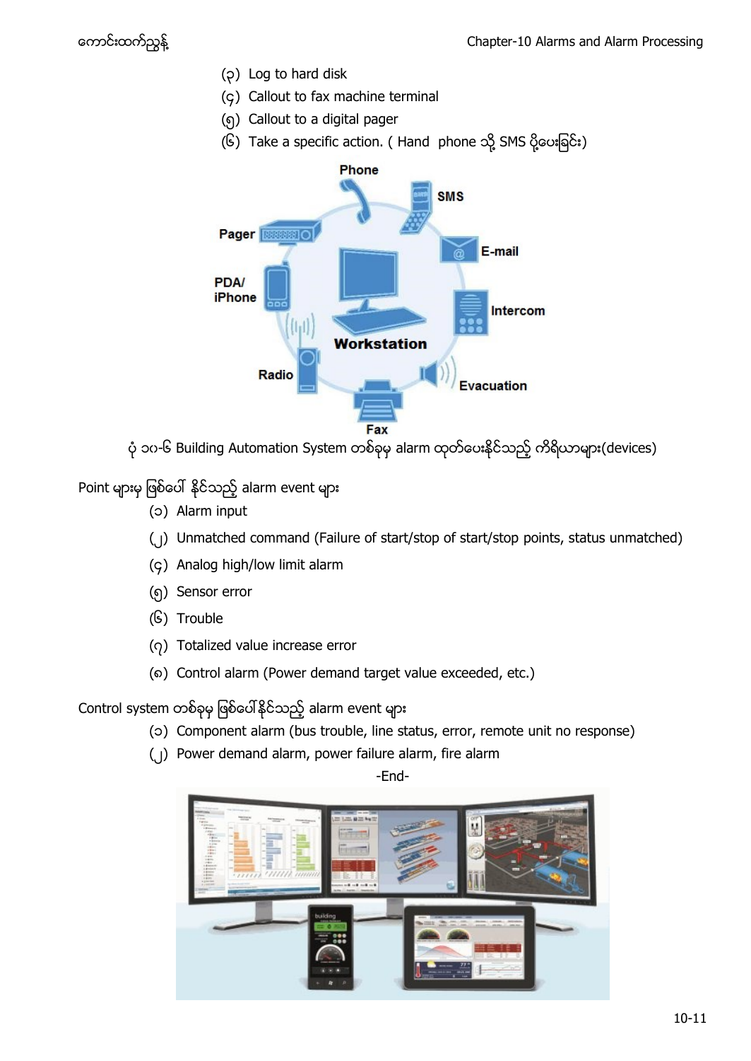(၃) Log to hard disk

(၄) Callout to fax machine terminal

(၅) Callout to a digital pager

(၆) Take a specific action. ( Hand phone သို့ SMS ပို့ပေးခြင်း)

ပုံ ၁၀-၆ Building Automation System တစ်ခုမှ alarm ထုတ်ပေးနိုင်သည့် ကိရိယာများ(devices)

Point များမှ ဖြစ်ပေါ် နိုင်သည့် alarm event များ

(၁) Alarm input

(၂) Unmatched command (Failure of start/stop of start/stop points, status unmatched)

(၄) Analog high/low limit alarm

(၅) Sensor error

(၆) Trouble

(၇) Totalized value increase error

(၈) Control alarm (Power demand target value exceeded, etc.)

Control system တစ်ခုမှ ဖြစ်ပေါ်နိုင်သည့် alarm event များ

(၁) Component alarm (bus trouble, line status, error, remote unit no response)

(၂) Power demand alarm, power failure alarm, fire alarm

-End-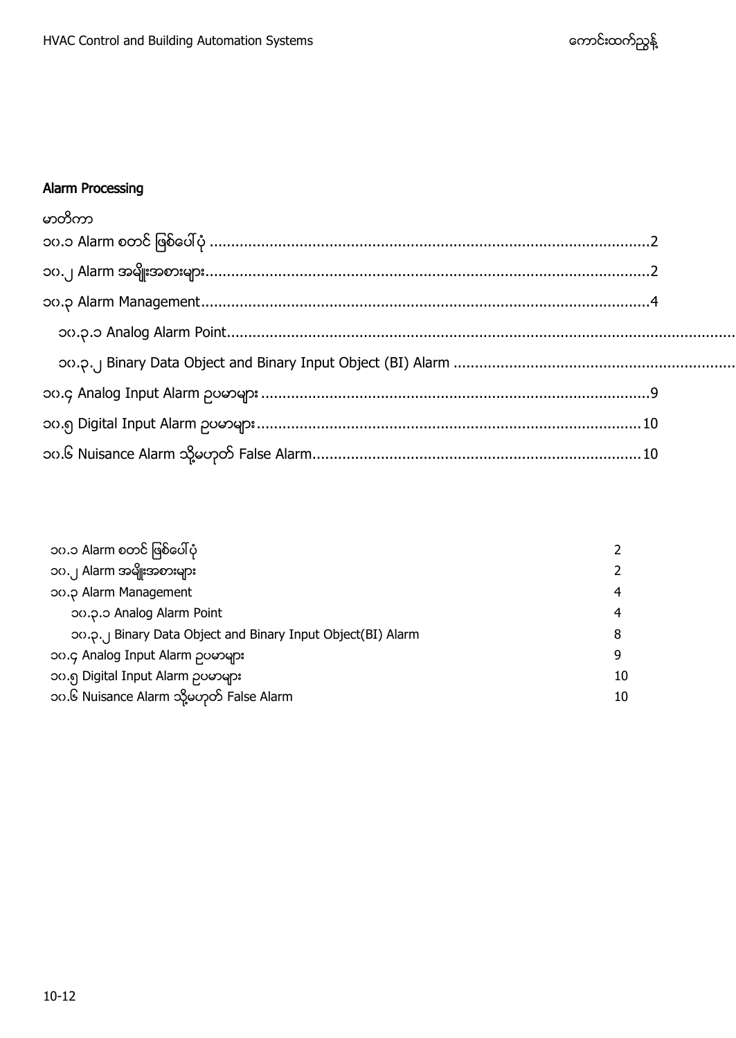## Alarm Processing

မာတိကာ

၁၀.၁ Alarm စတင် ဖြစ်ပေါ်ပုံ .....................................................................................................2

၁၀.၂ Alarm အမျိုးအစားများ.......................................................................................................2

၁၀.၃ Alarm Management........................................................................................................4

၁၀.၃.၁ Analog Alarm Point...................................................................................................................

၁၀.၃.၂ Binary Data Object and Binary Input Object (BI) Alarm ..................................................................

၁၀.၄ Analog Input Alarm ဥပမာများ ...........................................................................................9

၁၀.၅ Digital Input Alarm ဥပမာများ..........................................................................................10

၁၀.၆ Nuisance Alarm သို့မဟုတ် False Alarm............................................................................10

| | |
|---|---|
| ၁၀.၁ Alarm စတင် ဖြစ်ပေါ်ပုံ | 2 |
| ၁၀.၂ Alarm အမျိုးအစားများ | 2 |
| ၁၀.၃ Alarm Management | 4 |
| ၁၀.၃.၁ Analog Alarm Point | 4 |
| ၁၀.၃.၂ Binary Data Object and Binary Input Object(BI) Alarm | 8 |
| ၁၀.၄ Analog Input Alarm ဥပမာများ | 9 |
| ၁၀.၅ Digital Input Alarm ဥပမာများ | 10 |
| ၁၀.၆ Nuisance Alarm သို့မဟုတ် False Alarm | 10 |